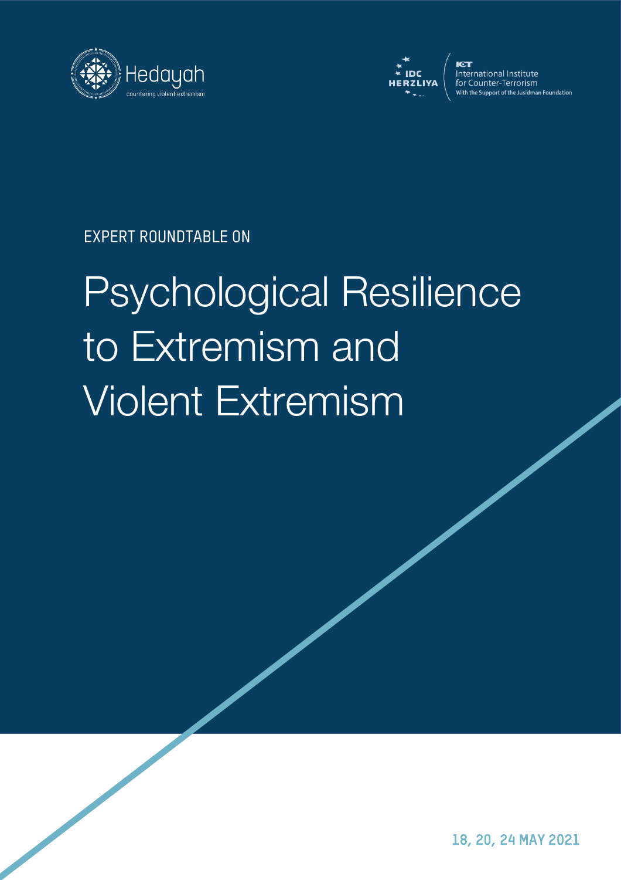Hedayah
countering violent extremism

IDC HERZLIYA

ICT
International Institute
for Counter-Terrorism
With the Support of the Jusidman Foundation

EXPERT ROUNDTABLE ON

# Psychological Resilience to Extremism and Violent Extremism

18, 20, 24 MAY 2021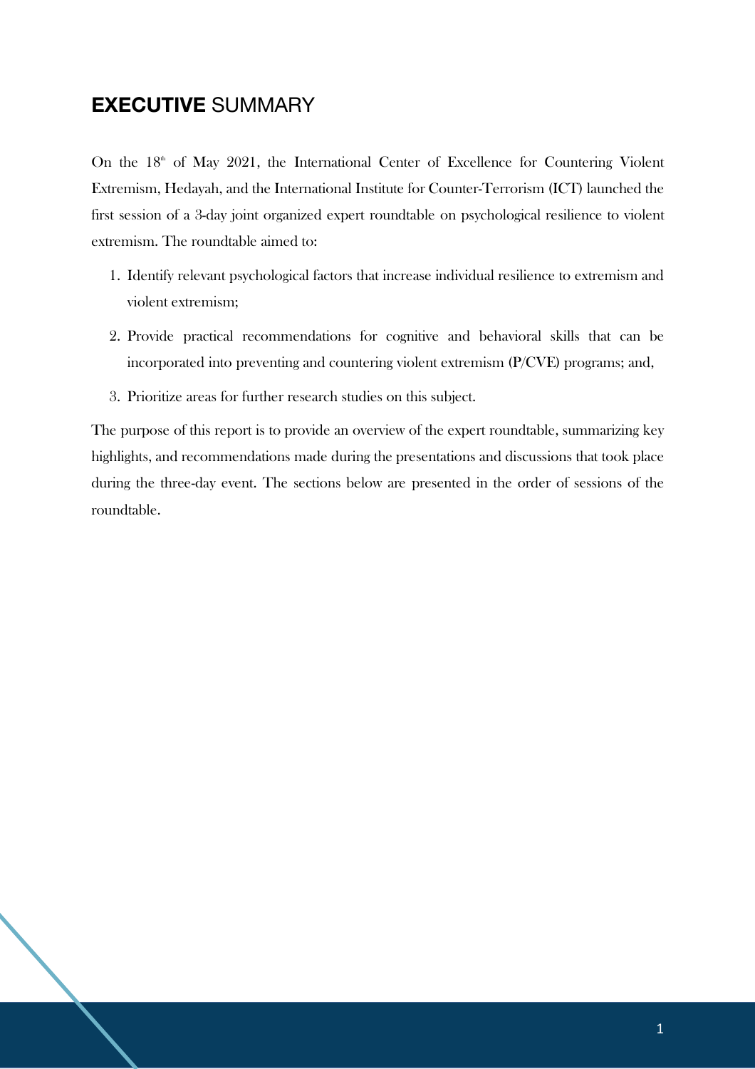# **EXECUTIVE** SUMMARY

On the 18th of May 2021, the International Center of Excellence for Countering Violent Extremism, Hedayah, and the International Institute for Counter-Terrorism (ICT) launched the first session of a 3-day joint organized expert roundtable on psychological resilience to violent extremism. The roundtable aimed to:

1. Identify relevant psychological factors that increase individual resilience to extremism and violent extremism;
2. Provide practical recommendations for cognitive and behavioral skills that can be incorporated into preventing and countering violent extremism (P/CVE) programs; and,
3. Prioritize areas for further research studies on this subject.

The purpose of this report is to provide an overview of the expert roundtable, summarizing key highlights, and recommendations made during the presentations and discussions that took place during the three-day event. The sections below are presented in the order of sessions of the roundtable.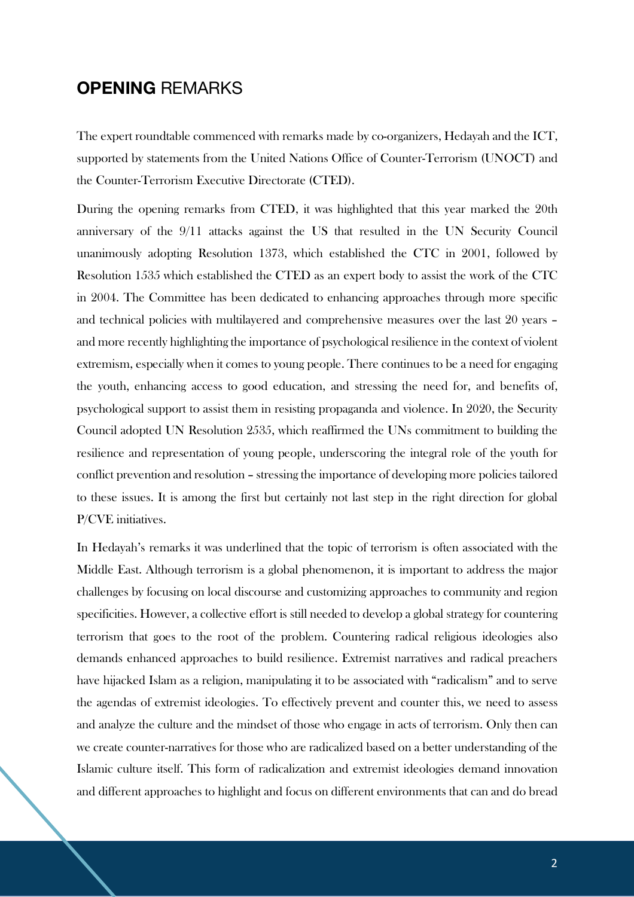## **OPENING** REMARKS

The expert roundtable commenced with remarks made by co-organizers, Hedayah and the ICT, supported by statements from the United Nations Office of Counter-Terrorism (UNOCT) and the Counter-Terrorism Executive Directorate (CTED).

During the opening remarks from CTED, it was highlighted that this year marked the 20th anniversary of the 9/11 attacks against the US that resulted in the UN Security Council unanimously adopting Resolution 1373, which established the CTC in 2001, followed by Resolution 1535 which established the CTED as an expert body to assist the work of the CTC in 2004. The Committee has been dedicated to enhancing approaches through more specific and technical policies with multilayered and comprehensive measures over the last 20 years – and more recently highlighting the importance of psychological resilience in the context of violent extremism, especially when it comes to young people. There continues to be a need for engaging the youth, enhancing access to good education, and stressing the need for, and benefits of, psychological support to assist them in resisting propaganda and violence. In 2020, the Security Council adopted UN Resolution 2535, which reaffirmed the UNs commitment to building the resilience and representation of young people, underscoring the integral role of the youth for conflict prevention and resolution – stressing the importance of developing more policies tailored to these issues. It is among the first but certainly not last step in the right direction for global P/CVE initiatives.

In Hedayah's remarks it was underlined that the topic of terrorism is often associated with the Middle East. Although terrorism is a global phenomenon, it is important to address the major challenges by focusing on local discourse and customizing approaches to community and region specificities. However, a collective effort is still needed to develop a global strategy for countering terrorism that goes to the root of the problem. Countering radical religious ideologies also demands enhanced approaches to build resilience. Extremist narratives and radical preachers have hijacked Islam as a religion, manipulating it to be associated with "radicalism" and to serve the agendas of extremist ideologies. To effectively prevent and counter this, we need to assess and analyze the culture and the mindset of those who engage in acts of terrorism. Only then can we create counter-narratives for those who are radicalized based on a better understanding of the Islamic culture itself. This form of radicalization and extremist ideologies demand innovation and different approaches to highlight and focus on different environments that can and do bread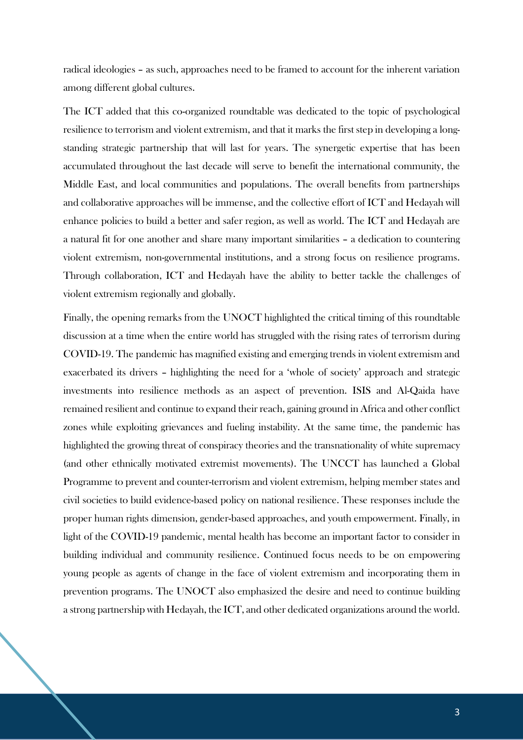radical ideologies – as such, approaches need to be framed to account for the inherent variation among different global cultures.

The ICT added that this co-organized roundtable was dedicated to the topic of psychological resilience to terrorism and violent extremism, and that it marks the first step in developing a long-standing strategic partnership that will last for years. The synergetic expertise that has been accumulated throughout the last decade will serve to benefit the international community, the Middle East, and local communities and populations. The overall benefits from partnerships and collaborative approaches will be immense, and the collective effort of ICT and Hedayah will enhance policies to build a better and safer region, as well as world. The ICT and Hedayah are a natural fit for one another and share many important similarities – a dedication to countering violent extremism, non-governmental institutions, and a strong focus on resilience programs. Through collaboration, ICT and Hedayah have the ability to better tackle the challenges of violent extremism regionally and globally.

Finally, the opening remarks from the UNOCT highlighted the critical timing of this roundtable discussion at a time when the entire world has struggled with the rising rates of terrorism during COVID-19. The pandemic has magnified existing and emerging trends in violent extremism and exacerbated its drivers – highlighting the need for a 'whole of society' approach and strategic investments into resilience methods as an aspect of prevention. ISIS and Al-Qaida have remained resilient and continue to expand their reach, gaining ground in Africa and other conflict zones while exploiting grievances and fueling instability. At the same time, the pandemic has highlighted the growing threat of conspiracy theories and the transnationality of white supremacy (and other ethnically motivated extremist movements). The UNCCT has launched a Global Programme to prevent and counter-terrorism and violent extremism, helping member states and civil societies to build evidence-based policy on national resilience. These responses include the proper human rights dimension, gender-based approaches, and youth empowerment. Finally, in light of the COVID-19 pandemic, mental health has become an important factor to consider in building individual and community resilience. Continued focus needs to be on empowering young people as agents of change in the face of violent extremism and incorporating them in prevention programs. The UNOCT also emphasized the desire and need to continue building a strong partnership with Hedayah, the ICT, and other dedicated organizations around the world.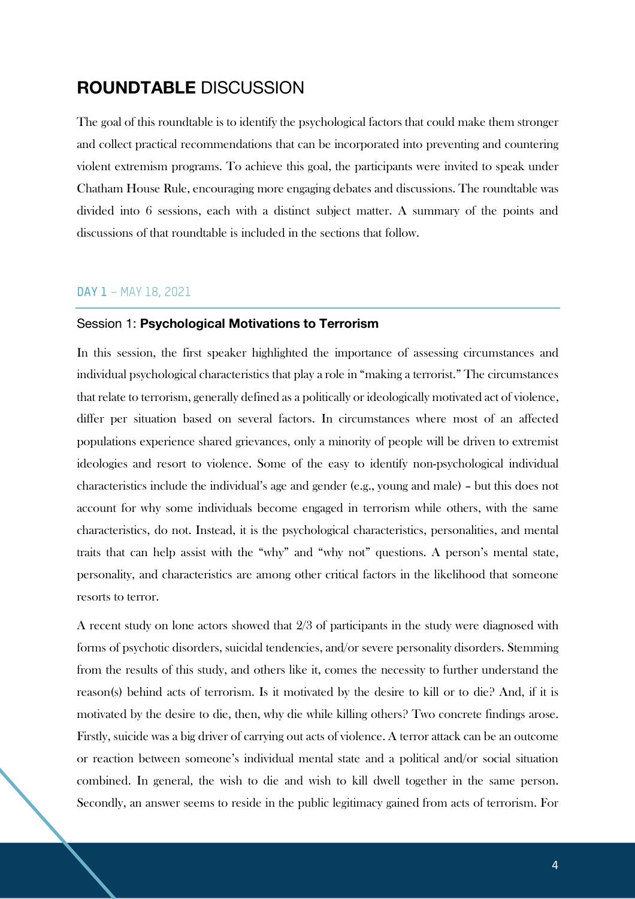# **ROUNDTABLE** DISCUSSION

The goal of this roundtable is to identify the psychological factors that could make them stronger and collect practical recommendations that can be incorporated into preventing and countering violent extremism programs. To achieve this goal, the participants were invited to speak under Chatham House Rule, encouraging more engaging debates and discussions. The roundtable was divided into 6 sessions, each with a distinct subject matter. A summary of the points and discussions of that roundtable is included in the sections that follow.

## **DAY 1** – MAY 18, 2021

### Session 1: **Psychological Motivations to Terrorism**

In this session, the first speaker highlighted the importance of assessing circumstances and individual psychological characteristics that play a role in "making a terrorist." The circumstances that relate to terrorism, generally defined as a politically or ideologically motivated act of violence, differ per situation based on several factors. In circumstances where most of an affected populations experience shared grievances, only a minority of people will be driven to extremist ideologies and resort to violence. Some of the easy to identify non-psychological individual characteristics include the individual's age and gender (e.g., young and male) – but this does not account for why some individuals become engaged in terrorism while others, with the same characteristics, do not. Instead, it is the psychological characteristics, personalities, and mental traits that can help assist with the "why" and "why not" questions. A person's mental state, personality, and characteristics are among other critical factors in the likelihood that someone resorts to terror.

A recent study on lone actors showed that 2/3 of participants in the study were diagnosed with forms of psychotic disorders, suicidal tendencies, and/or severe personality disorders. Stemming from the results of this study, and others like it, comes the necessity to further understand the reason(s) behind acts of terrorism. Is it motivated by the desire to kill or to die? And, if it is motivated by the desire to die, then, why die while killing others? Two concrete findings arose. Firstly, suicide was a big driver of carrying out acts of violence. A terror attack can be an outcome or reaction between someone's individual mental state and a political and/or social situation combined. In general, the wish to die and wish to kill dwell together in the same person. Secondly, an answer seems to reside in the public legitimacy gained from acts of terrorism. For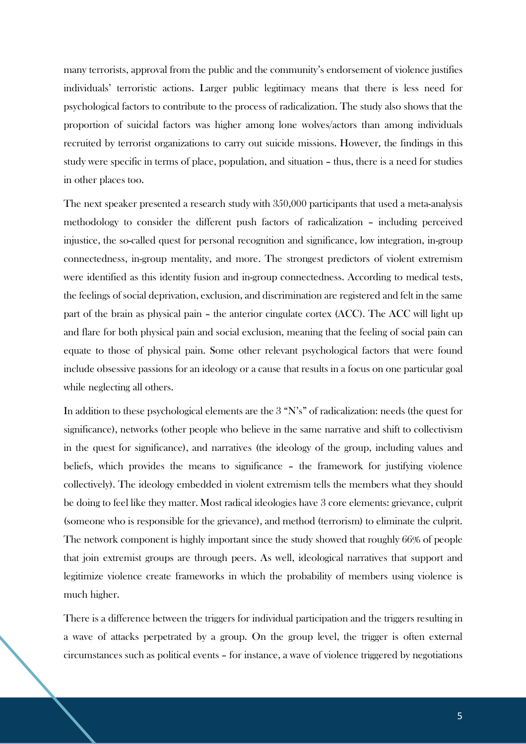many terrorists, approval from the public and the community's endorsement of violence justifies individuals' terroristic actions. Larger public legitimacy means that there is less need for psychological factors to contribute to the process of radicalization. The study also shows that the proportion of suicidal factors was higher among lone wolves/actors than among individuals recruited by terrorist organizations to carry out suicide missions. However, the findings in this study were specific in terms of place, population, and situation – thus, there is a need for studies in other places too.

The next speaker presented a research study with 350,000 participants that used a meta-analysis methodology to consider the different push factors of radicalization – including perceived injustice, the so-called quest for personal recognition and significance, low integration, in-group connectedness, in-group mentality, and more. The strongest predictors of violent extremism were identified as this identity fusion and in-group connectedness. According to medical tests, the feelings of social deprivation, exclusion, and discrimination are registered and felt in the same part of the brain as physical pain – the anterior cingulate cortex (ACC). The ACC will light up and flare for both physical pain and social exclusion, meaning that the feeling of social pain can equate to those of physical pain. Some other relevant psychological factors that were found include obsessive passions for an ideology or a cause that results in a focus on one particular goal while neglecting all others.

In addition to these psychological elements are the 3 "N's" of radicalization: needs (the quest for significance), networks (other people who believe in the same narrative and shift to collectivism in the quest for significance), and narratives (the ideology of the group, including values and beliefs, which provides the means to significance – the framework for justifying violence collectively). The ideology embedded in violent extremism tells the members what they should be doing to feel like they matter. Most radical ideologies have 3 core elements: grievance, culprit (someone who is responsible for the grievance), and method (terrorism) to eliminate the culprit. The network component is highly important since the study showed that roughly 66% of people that join extremist groups are through peers. As well, ideological narratives that support and legitimize violence create frameworks in which the probability of members using violence is much higher.

There is a difference between the triggers for individual participation and the triggers resulting in a wave of attacks perpetrated by a group. On the group level, the trigger is often external circumstances such as political events – for instance, a wave of violence triggered by negotiations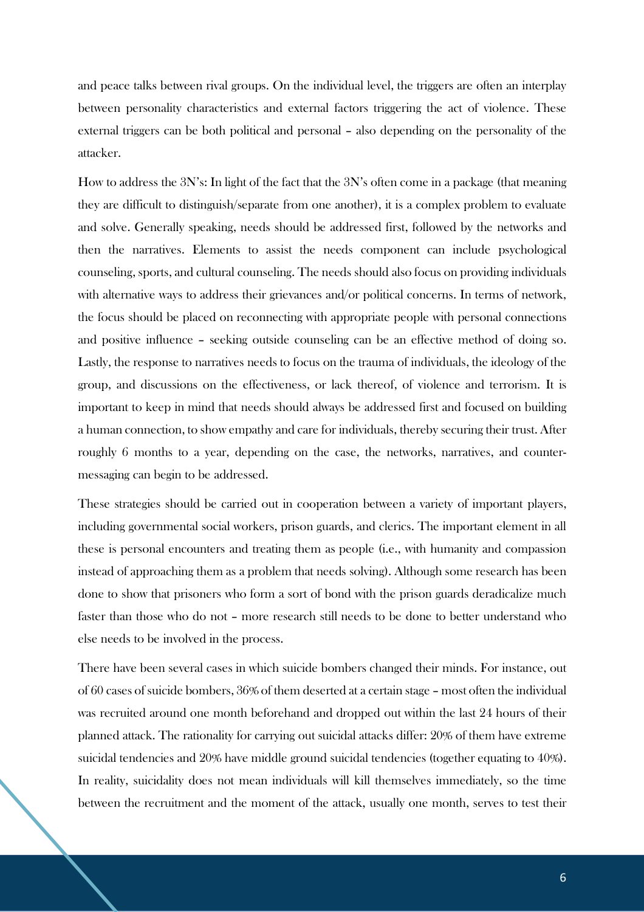and peace talks between rival groups. On the individual level, the triggers are often an interplay between personality characteristics and external factors triggering the act of violence. These external triggers can be both political and personal – also depending on the personality of the attacker.

How to address the 3N's: In light of the fact that the 3N's often come in a package (that meaning they are difficult to distinguish/separate from one another), it is a complex problem to evaluate and solve. Generally speaking, needs should be addressed first, followed by the networks and then the narratives. Elements to assist the needs component can include psychological counseling, sports, and cultural counseling. The needs should also focus on providing individuals with alternative ways to address their grievances and/or political concerns. In terms of network, the focus should be placed on reconnecting with appropriate people with personal connections and positive influence – seeking outside counseling can be an effective method of doing so. Lastly, the response to narratives needs to focus on the trauma of individuals, the ideology of the group, and discussions on the effectiveness, or lack thereof, of violence and terrorism. It is important to keep in mind that needs should always be addressed first and focused on building a human connection, to show empathy and care for individuals, thereby securing their trust. After roughly 6 months to a year, depending on the case, the networks, narratives, and counter-messaging can begin to be addressed.

These strategies should be carried out in cooperation between a variety of important players, including governmental social workers, prison guards, and clerics. The important element in all these is personal encounters and treating them as people (i.e., with humanity and compassion instead of approaching them as a problem that needs solving). Although some research has been done to show that prisoners who form a sort of bond with the prison guards deradicalize much faster than those who do not – more research still needs to be done to better understand who else needs to be involved in the process.

There have been several cases in which suicide bombers changed their minds. For instance, out of 60 cases of suicide bombers, 36% of them deserted at a certain stage – most often the individual was recruited around one month beforehand and dropped out within the last 24 hours of their planned attack. The rationality for carrying out suicidal attacks differ: 20% of them have extreme suicidal tendencies and 20% have middle ground suicidal tendencies (together equating to 40%). In reality, suicidality does not mean individuals will kill themselves immediately, so the time between the recruitment and the moment of the attack, usually one month, serves to test their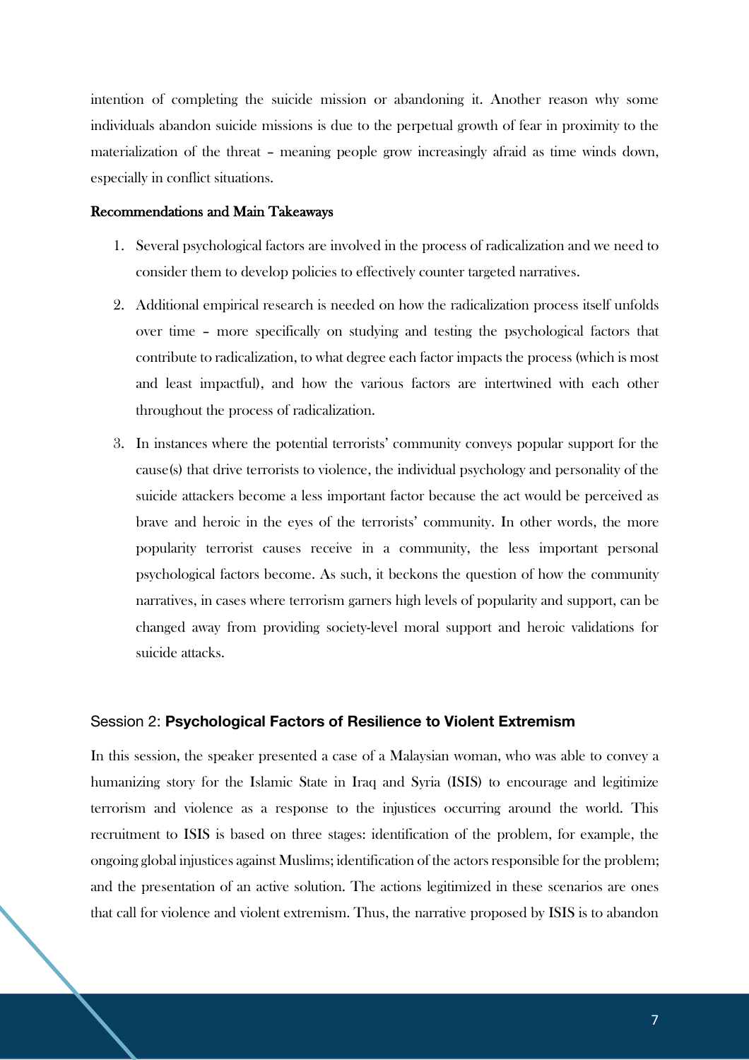intention of completing the suicide mission or abandoning it. Another reason why some individuals abandon suicide missions is due to the perpetual growth of fear in proximity to the materialization of the threat – meaning people grow increasingly afraid as time winds down, especially in conflict situations.

**Recommendations and Main Takeaways**

1. Several psychological factors are involved in the process of radicalization and we need to consider them to develop policies to effectively counter targeted narratives.
2. Additional empirical research is needed on how the radicalization process itself unfolds over time – more specifically on studying and testing the psychological factors that contribute to radicalization, to what degree each factor impacts the process (which is most and least impactful), and how the various factors are intertwined with each other throughout the process of radicalization.
3. In instances where the potential terrorists' community conveys popular support for the cause(s) that drive terrorists to violence, the individual psychology and personality of the suicide attackers become a less important factor because the act would be perceived as brave and heroic in the eyes of the terrorists' community. In other words, the more popularity terrorist causes receive in a community, the less important personal psychological factors become. As such, it beckons the question of how the community narratives, in cases where terrorism garners high levels of popularity and support, can be changed away from providing society-level moral support and heroic validations for suicide attacks.

## Session 2: **Psychological Factors of Resilience to Violent Extremism**

In this session, the speaker presented a case of a Malaysian woman, who was able to convey a humanizing story for the Islamic State in Iraq and Syria (ISIS) to encourage and legitimize terrorism and violence as a response to the injustices occurring around the world. This recruitment to ISIS is based on three stages: identification of the problem, for example, the ongoing global injustices against Muslims; identification of the actors responsible for the problem; and the presentation of an active solution. The actions legitimized in these scenarios are ones that call for violence and violent extremism. Thus, the narrative proposed by ISIS is to abandon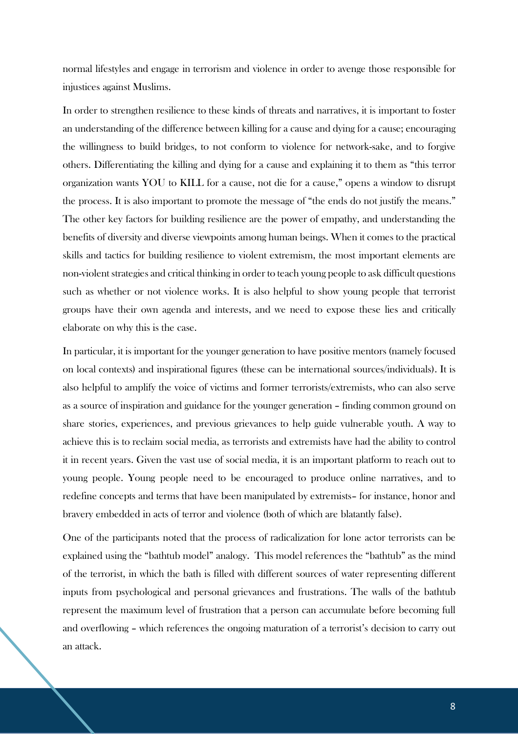normal lifestyles and engage in terrorism and violence in order to avenge those responsible for injustices against Muslims.

In order to strengthen resilience to these kinds of threats and narratives, it is important to foster an understanding of the difference between killing for a cause and dying for a cause; encouraging the willingness to build bridges, to not conform to violence for network-sake, and to forgive others. Differentiating the killing and dying for a cause and explaining it to them as "this terror organization wants YOU to KILL for a cause, not die for a cause," opens a window to disrupt the process. It is also important to promote the message of "the ends do not justify the means." The other key factors for building resilience are the power of empathy, and understanding the benefits of diversity and diverse viewpoints among human beings. When it comes to the practical skills and tactics for building resilience to violent extremism, the most important elements are non-violent strategies and critical thinking in order to teach young people to ask difficult questions such as whether or not violence works. It is also helpful to show young people that terrorist groups have their own agenda and interests, and we need to expose these lies and critically elaborate on why this is the case.

In particular, it is important for the younger generation to have positive mentors (namely focused on local contexts) and inspirational figures (these can be international sources/individuals). It is also helpful to amplify the voice of victims and former terrorists/extremists, who can also serve as a source of inspiration and guidance for the younger generation – finding common ground on share stories, experiences, and previous grievances to help guide vulnerable youth. A way to achieve this is to reclaim social media, as terrorists and extremists have had the ability to control it in recent years. Given the vast use of social media, it is an important platform to reach out to young people. Young people need to be encouraged to produce online narratives, and to redefine concepts and terms that have been manipulated by extremists– for instance, honor and bravery embedded in acts of terror and violence (both of which are blatantly false).

One of the participants noted that the process of radicalization for lone actor terrorists can be explained using the "bathtub model" analogy. This model references the "bathtub" as the mind of the terrorist, in which the bath is filled with different sources of water representing different inputs from psychological and personal grievances and frustrations. The walls of the bathtub represent the maximum level of frustration that a person can accumulate before becoming full and overflowing – which references the ongoing maturation of a terrorist's decision to carry out an attack.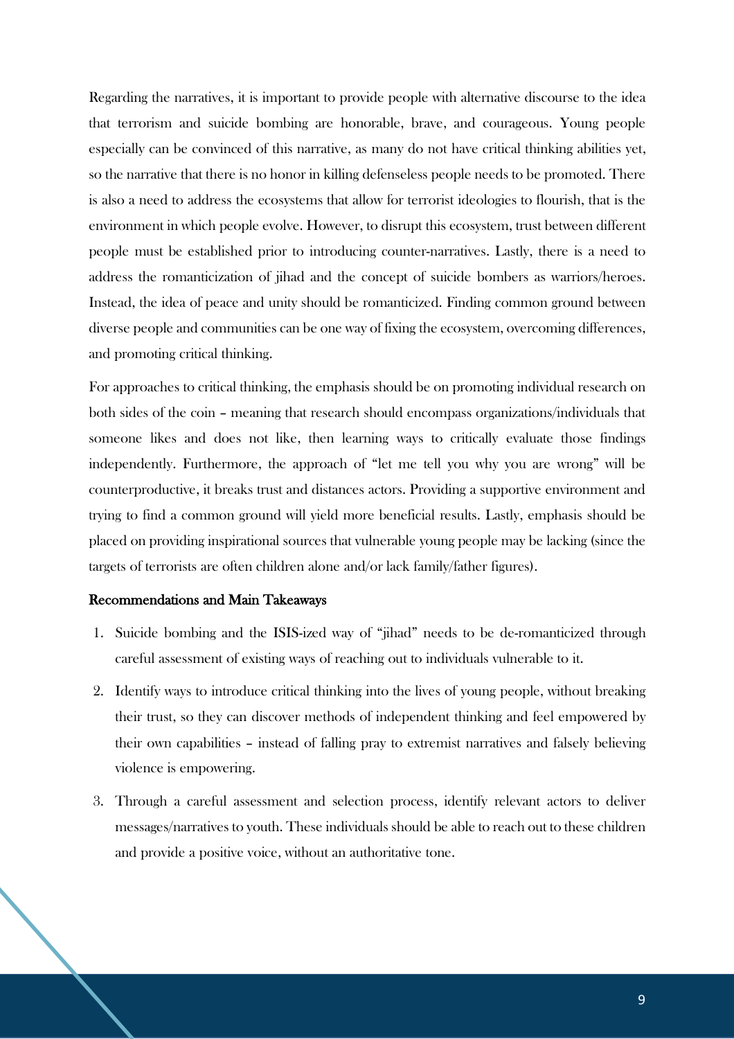Regarding the narratives, it is important to provide people with alternative discourse to the idea that terrorism and suicide bombing are honorable, brave, and courageous. Young people especially can be convinced of this narrative, as many do not have critical thinking abilities yet, so the narrative that there is no honor in killing defenseless people needs to be promoted. There is also a need to address the ecosystems that allow for terrorist ideologies to flourish, that is the environment in which people evolve. However, to disrupt this ecosystem, trust between different people must be established prior to introducing counter-narratives. Lastly, there is a need to address the romanticization of jihad and the concept of suicide bombers as warriors/heroes. Instead, the idea of peace and unity should be romanticized. Finding common ground between diverse people and communities can be one way of fixing the ecosystem, overcoming differences, and promoting critical thinking.

For approaches to critical thinking, the emphasis should be on promoting individual research on both sides of the coin – meaning that research should encompass organizations/individuals that someone likes and does not like, then learning ways to critically evaluate those findings independently. Furthermore, the approach of "let me tell you why you are wrong" will be counterproductive, it breaks trust and distances actors. Providing a supportive environment and trying to find a common ground will yield more beneficial results. Lastly, emphasis should be placed on providing inspirational sources that vulnerable young people may be lacking (since the targets of terrorists are often children alone and/or lack family/father figures).

### Recommendations and Main Takeaways

1. Suicide bombing and the ISIS-ized way of "jihad" needs to be de-romanticized through careful assessment of existing ways of reaching out to individuals vulnerable to it.
2. Identify ways to introduce critical thinking into the lives of young people, without breaking their trust, so they can discover methods of independent thinking and feel empowered by their own capabilities – instead of falling pray to extremist narratives and falsely believing violence is empowering.
3. Through a careful assessment and selection process, identify relevant actors to deliver messages/narratives to youth. These individuals should be able to reach out to these children and provide a positive voice, without an authoritative tone.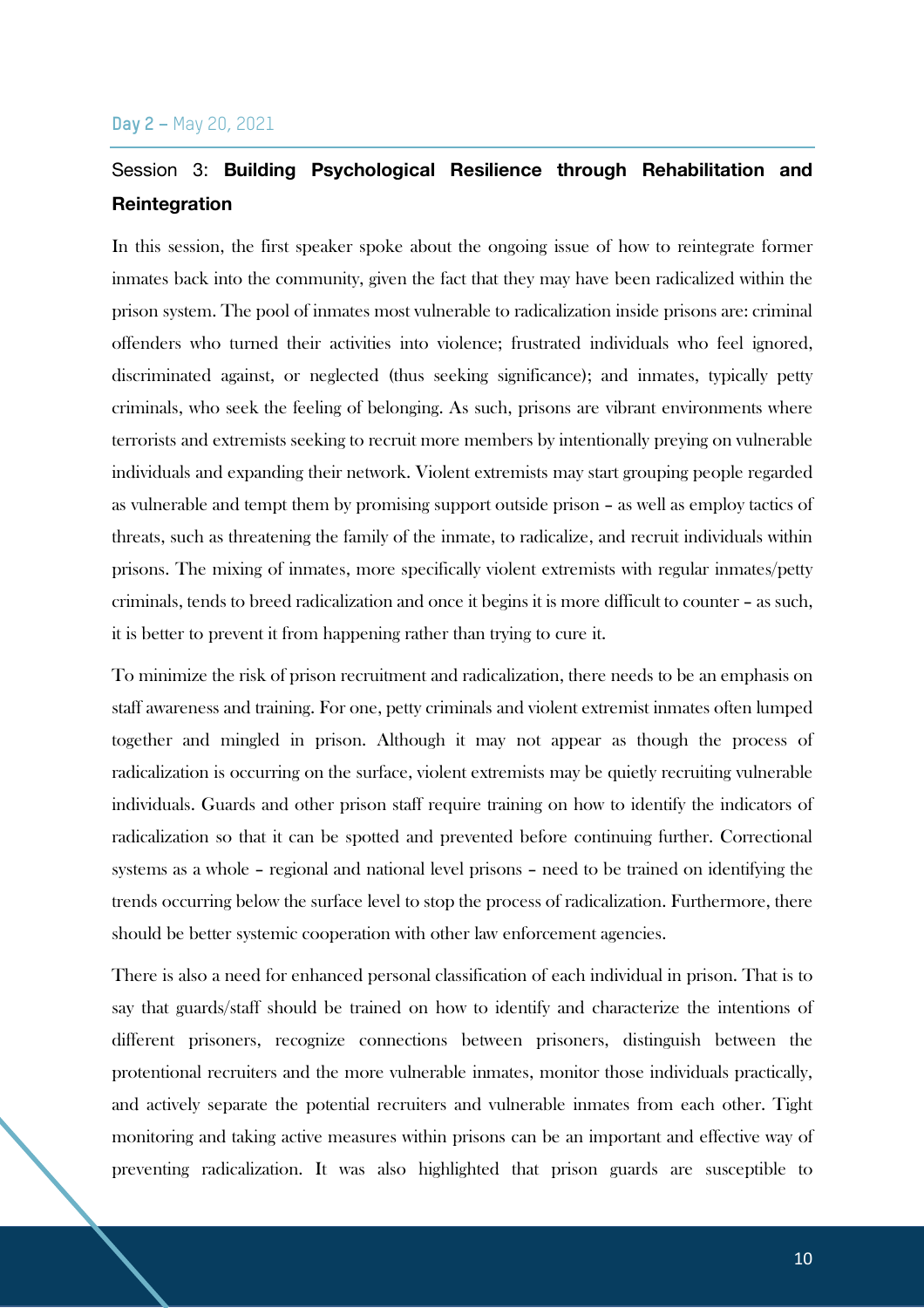**Day 2 –** May 20, 2021

## Session 3: **Building Psychological Resilience through Rehabilitation and Reintegration**

In this session, the first speaker spoke about the ongoing issue of how to reintegrate former inmates back into the community, given the fact that they may have been radicalized within the prison system. The pool of inmates most vulnerable to radicalization inside prisons are: criminal offenders who turned their activities into violence; frustrated individuals who feel ignored, discriminated against, or neglected (thus seeking significance); and inmates, typically petty criminals, who seek the feeling of belonging. As such, prisons are vibrant environments where terrorists and extremists seeking to recruit more members by intentionally preying on vulnerable individuals and expanding their network. Violent extremists may start grouping people regarded as vulnerable and tempt them by promising support outside prison – as well as employ tactics of threats, such as threatening the family of the inmate, to radicalize, and recruit individuals within prisons. The mixing of inmates, more specifically violent extremists with regular inmates/petty criminals, tends to breed radicalization and once it begins it is more difficult to counter – as such, it is better to prevent it from happening rather than trying to cure it.

To minimize the risk of prison recruitment and radicalization, there needs to be an emphasis on staff awareness and training. For one, petty criminals and violent extremist inmates often lumped together and mingled in prison. Although it may not appear as though the process of radicalization is occurring on the surface, violent extremists may be quietly recruiting vulnerable individuals. Guards and other prison staff require training on how to identify the indicators of radicalization so that it can be spotted and prevented before continuing further. Correctional systems as a whole – regional and national level prisons – need to be trained on identifying the trends occurring below the surface level to stop the process of radicalization. Furthermore, there should be better systemic cooperation with other law enforcement agencies.

There is also a need for enhanced personal classification of each individual in prison. That is to say that guards/staff should be trained on how to identify and characterize the intentions of different prisoners, recognize connections between prisoners, distinguish between the protentional recruiters and the more vulnerable inmates, monitor those individuals practically, and actively separate the potential recruiters and vulnerable inmates from each other. Tight monitoring and taking active measures within prisons can be an important and effective way of preventing radicalization. It was also highlighted that prison guards are susceptible to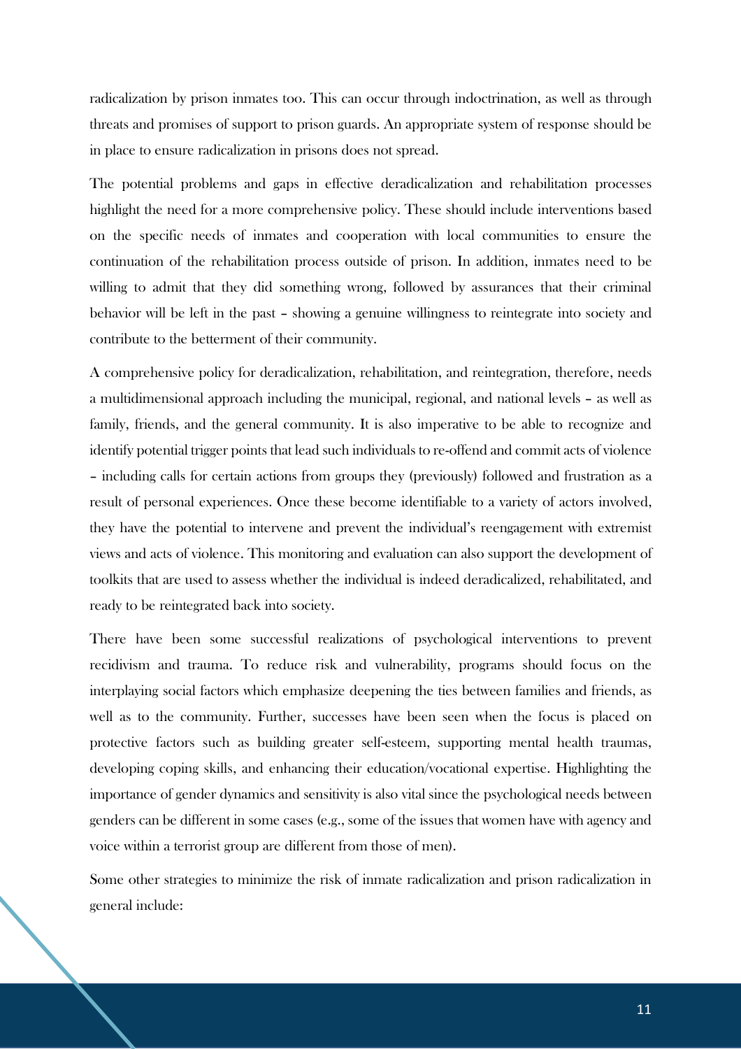radicalization by prison inmates too. This can occur through indoctrination, as well as through threats and promises of support to prison guards. An appropriate system of response should be in place to ensure radicalization in prisons does not spread.

The potential problems and gaps in effective deradicalization and rehabilitation processes highlight the need for a more comprehensive policy. These should include interventions based on the specific needs of inmates and cooperation with local communities to ensure the continuation of the rehabilitation process outside of prison. In addition, inmates need to be willing to admit that they did something wrong, followed by assurances that their criminal behavior will be left in the past – showing a genuine willingness to reintegrate into society and contribute to the betterment of their community.

A comprehensive policy for deradicalization, rehabilitation, and reintegration, therefore, needs a multidimensional approach including the municipal, regional, and national levels – as well as family, friends, and the general community. It is also imperative to be able to recognize and identify potential trigger points that lead such individuals to re-offend and commit acts of violence – including calls for certain actions from groups they (previously) followed and frustration as a result of personal experiences. Once these become identifiable to a variety of actors involved, they have the potential to intervene and prevent the individual's reengagement with extremist views and acts of violence. This monitoring and evaluation can also support the development of toolkits that are used to assess whether the individual is indeed deradicalized, rehabilitated, and ready to be reintegrated back into society.

There have been some successful realizations of psychological interventions to prevent recidivism and trauma. To reduce risk and vulnerability, programs should focus on the interplaying social factors which emphasize deepening the ties between families and friends, as well as to the community. Further, successes have been seen when the focus is placed on protective factors such as building greater self-esteem, supporting mental health traumas, developing coping skills, and enhancing their education/vocational expertise. Highlighting the importance of gender dynamics and sensitivity is also vital since the psychological needs between genders can be different in some cases (e.g., some of the issues that women have with agency and voice within a terrorist group are different from those of men).

Some other strategies to minimize the risk of inmate radicalization and prison radicalization in general include: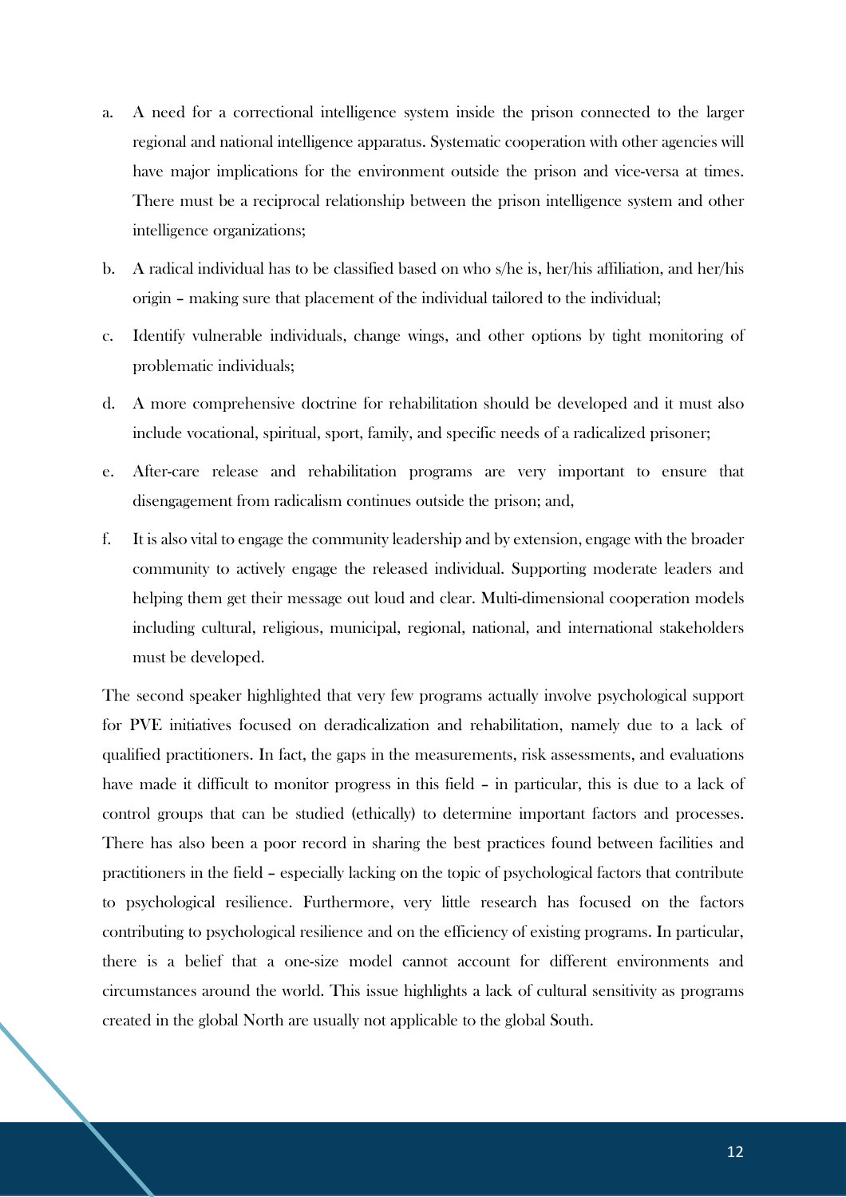a. A need for a correctional intelligence system inside the prison connected to the larger regional and national intelligence apparatus. Systematic cooperation with other agencies will have major implications for the environment outside the prison and vice-versa at times. There must be a reciprocal relationship between the prison intelligence system and other intelligence organizations;

b. A radical individual has to be classified based on who s/he is, her/his affiliation, and her/his origin – making sure that placement of the individual tailored to the individual;

c. Identify vulnerable individuals, change wings, and other options by tight monitoring of problematic individuals;

d. A more comprehensive doctrine for rehabilitation should be developed and it must also include vocational, spiritual, sport, family, and specific needs of a radicalized prisoner;

e. After-care release and rehabilitation programs are very important to ensure that disengagement from radicalism continues outside the prison; and,

f. It is also vital to engage the community leadership and by extension, engage with the broader community to actively engage the released individual. Supporting moderate leaders and helping them get their message out loud and clear. Multi-dimensional cooperation models including cultural, religious, municipal, regional, national, and international stakeholders must be developed.

The second speaker highlighted that very few programs actually involve psychological support for PVE initiatives focused on deradicalization and rehabilitation, namely due to a lack of qualified practitioners. In fact, the gaps in the measurements, risk assessments, and evaluations have made it difficult to monitor progress in this field – in particular, this is due to a lack of control groups that can be studied (ethically) to determine important factors and processes. There has also been a poor record in sharing the best practices found between facilities and practitioners in the field – especially lacking on the topic of psychological factors that contribute to psychological resilience. Furthermore, very little research has focused on the factors contributing to psychological resilience and on the efficiency of existing programs. In particular, there is a belief that a one-size model cannot account for different environments and circumstances around the world. This issue highlights a lack of cultural sensitivity as programs created in the global North are usually not applicable to the global South.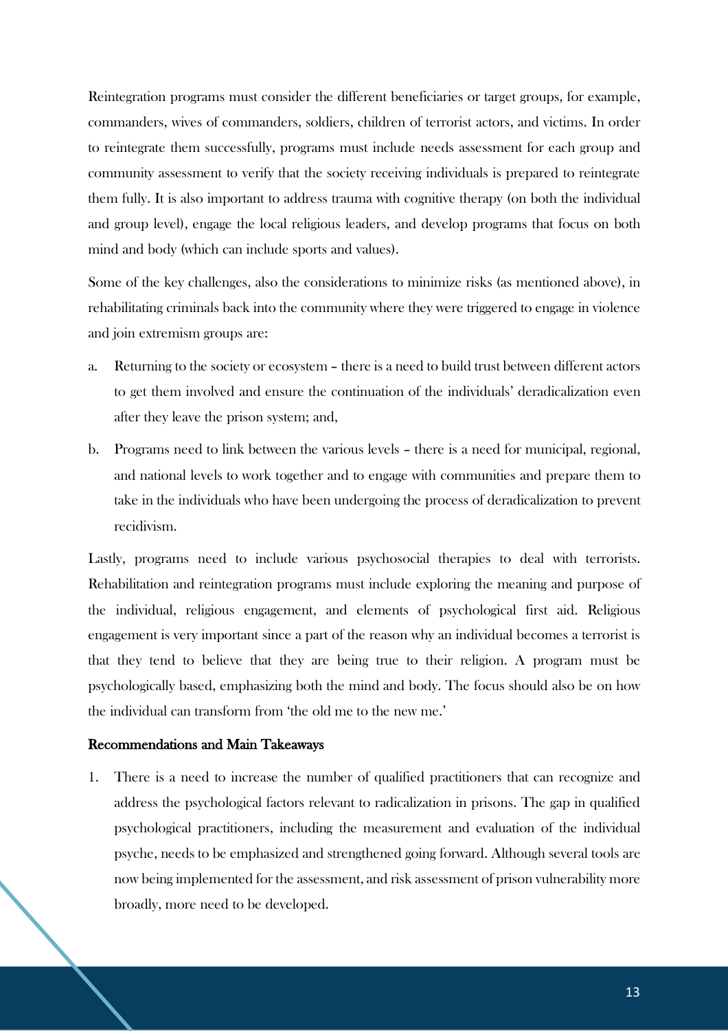Reintegration programs must consider the different beneficiaries or target groups, for example, commanders, wives of commanders, soldiers, children of terrorist actors, and victims. In order to reintegrate them successfully, programs must include needs assessment for each group and community assessment to verify that the society receiving individuals is prepared to reintegrate them fully. It is also important to address trauma with cognitive therapy (on both the individual and group level), engage the local religious leaders, and develop programs that focus on both mind and body (which can include sports and values).

Some of the key challenges, also the considerations to minimize risks (as mentioned above), in rehabilitating criminals back into the community where they were triggered to engage in violence and join extremism groups are:

a. Returning to the society or ecosystem – there is a need to build trust between different actors to get them involved and ensure the continuation of the individuals' deradicalization even after they leave the prison system; and,

b. Programs need to link between the various levels – there is a need for municipal, regional, and national levels to work together and to engage with communities and prepare them to take in the individuals who have been undergoing the process of deradicalization to prevent recidivism.

Lastly, programs need to include various psychosocial therapies to deal with terrorists. Rehabilitation and reintegration programs must include exploring the meaning and purpose of the individual, religious engagement, and elements of psychological first aid. Religious engagement is very important since a part of the reason why an individual becomes a terrorist is that they tend to believe that they are being true to their religion. A program must be psychologically based, emphasizing both the mind and body. The focus should also be on how the individual can transform from 'the old me to the new me.'

**Recommendations and Main Takeaways**

1. There is a need to increase the number of qualified practitioners that can recognize and address the psychological factors relevant to radicalization in prisons. The gap in qualified psychological practitioners, including the measurement and evaluation of the individual psyche, needs to be emphasized and strengthened going forward. Although several tools are now being implemented for the assessment, and risk assessment of prison vulnerability more broadly, more need to be developed.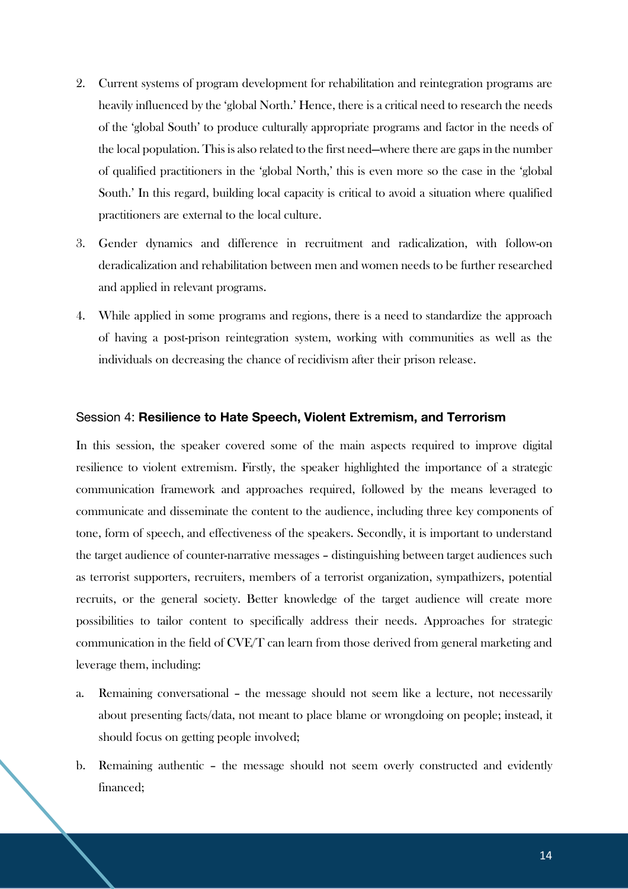2. Current systems of program development for rehabilitation and reintegration programs are heavily influenced by the 'global North.' Hence, there is a critical need to research the needs of the 'global South' to produce culturally appropriate programs and factor in the needs of the local population. This is also related to the first need—where there are gaps in the number of qualified practitioners in the 'global North,' this is even more so the case in the 'global South.' In this regard, building local capacity is critical to avoid a situation where qualified practitioners are external to the local culture.

3. Gender dynamics and difference in recruitment and radicalization, with follow-on deradicalization and rehabilitation between men and women needs to be further researched and applied in relevant programs.

4. While applied in some programs and regions, there is a need to standardize the approach of having a post-prison reintegration system, working with communities as well as the individuals on decreasing the chance of recidivism after their prison release.

### Session 4: **Resilience to Hate Speech, Violent Extremism, and Terrorism**

In this session, the speaker covered some of the main aspects required to improve digital resilience to violent extremism. Firstly, the speaker highlighted the importance of a strategic communication framework and approaches required, followed by the means leveraged to communicate and disseminate the content to the audience, including three key components of tone, form of speech, and effectiveness of the speakers. Secondly, it is important to understand the target audience of counter-narrative messages – distinguishing between target audiences such as terrorist supporters, recruiters, members of a terrorist organization, sympathizers, potential recruits, or the general society. Better knowledge of the target audience will create more possibilities to tailor content to specifically address their needs. Approaches for strategic communication in the field of CVE/T can learn from those derived from general marketing and leverage them, including:

a. Remaining conversational – the message should not seem like a lecture, not necessarily about presenting facts/data, not meant to place blame or wrongdoing on people; instead, it should focus on getting people involved;

b. Remaining authentic – the message should not seem overly constructed and evidently financed;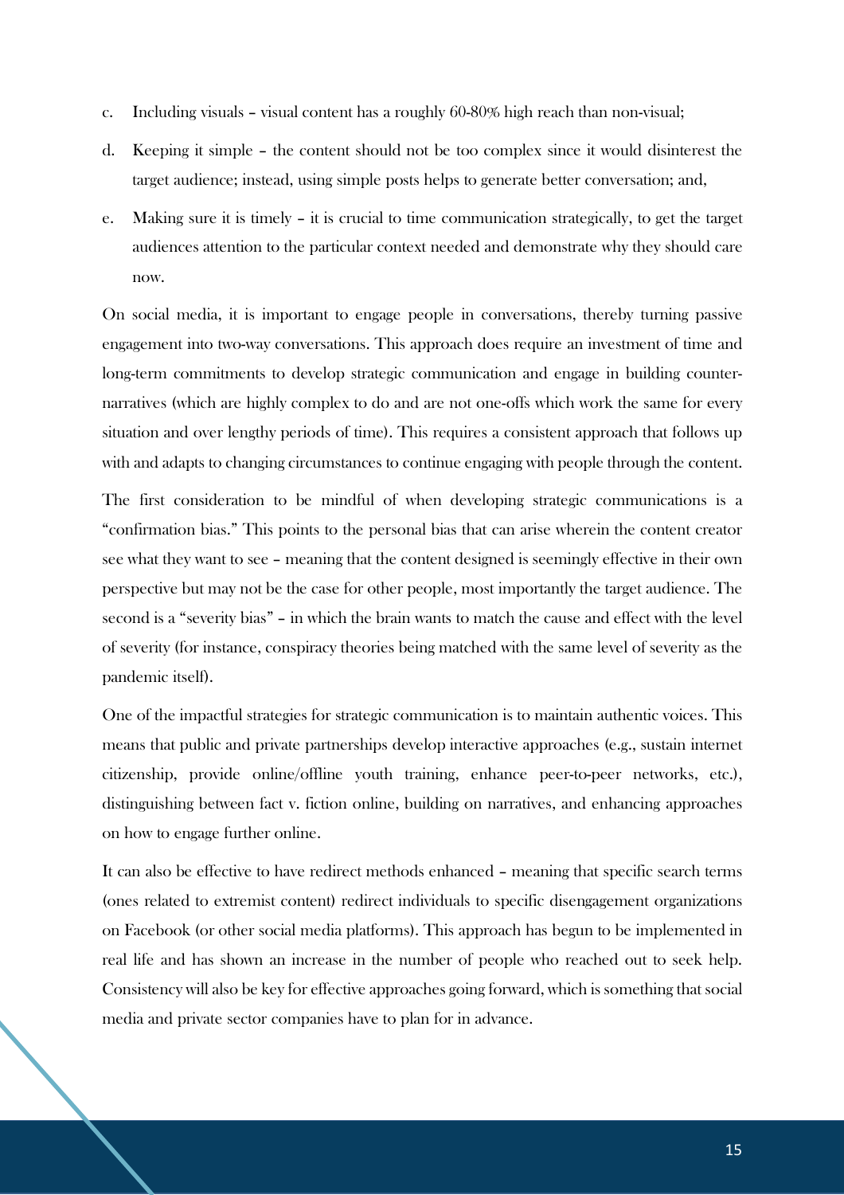c. Including visuals – visual content has a roughly 60-80% high reach than non-visual;

d. Keeping it simple – the content should not be too complex since it would disinterest the target audience; instead, using simple posts helps to generate better conversation; and,

e. Making sure it is timely – it is crucial to time communication strategically, to get the target audiences attention to the particular context needed and demonstrate why they should care now.

On social media, it is important to engage people in conversations, thereby turning passive engagement into two-way conversations. This approach does require an investment of time and long-term commitments to develop strategic communication and engage in building counter-narratives (which are highly complex to do and are not one-offs which work the same for every situation and over lengthy periods of time). This requires a consistent approach that follows up with and adapts to changing circumstances to continue engaging with people through the content.

The first consideration to be mindful of when developing strategic communications is a "confirmation bias." This points to the personal bias that can arise wherein the content creator see what they want to see – meaning that the content designed is seemingly effective in their own perspective but may not be the case for other people, most importantly the target audience. The second is a "severity bias" – in which the brain wants to match the cause and effect with the level of severity (for instance, conspiracy theories being matched with the same level of severity as the pandemic itself).

One of the impactful strategies for strategic communication is to maintain authentic voices. This means that public and private partnerships develop interactive approaches (e.g., sustain internet citizenship, provide online/offline youth training, enhance peer-to-peer networks, etc.), distinguishing between fact v. fiction online, building on narratives, and enhancing approaches on how to engage further online.

It can also be effective to have redirect methods enhanced – meaning that specific search terms (ones related to extremist content) redirect individuals to specific disengagement organizations on Facebook (or other social media platforms). This approach has begun to be implemented in real life and has shown an increase in the number of people who reached out to seek help. Consistency will also be key for effective approaches going forward, which is something that social media and private sector companies have to plan for in advance.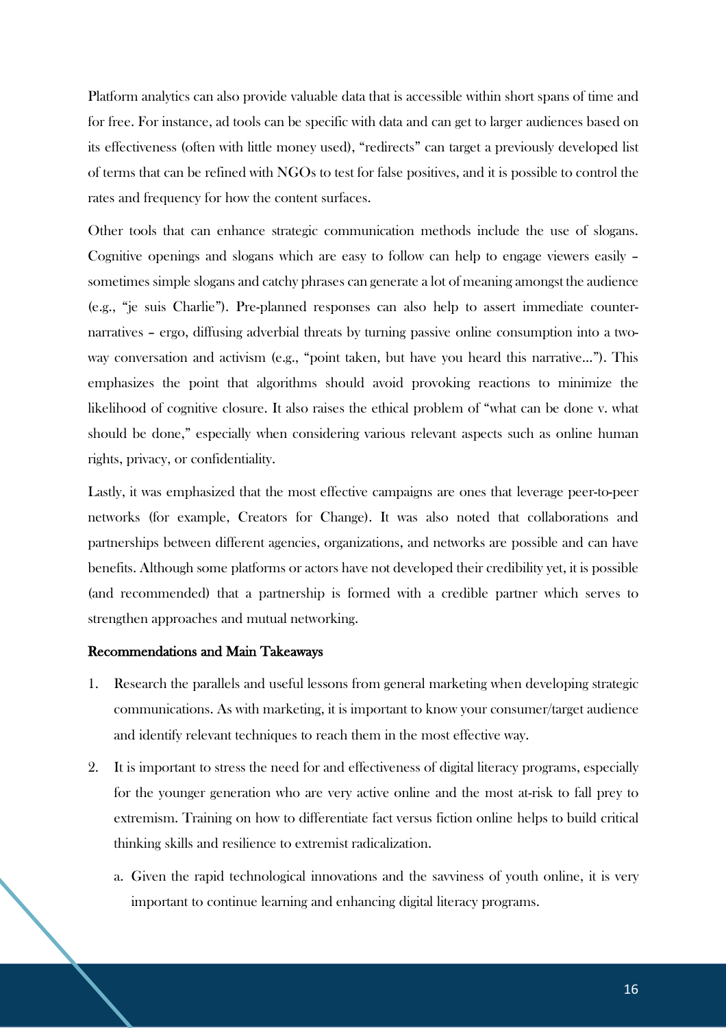Platform analytics can also provide valuable data that is accessible within short spans of time and for free. For instance, ad tools can be specific with data and can get to larger audiences based on its effectiveness (often with little money used), "redirects" can target a previously developed list of terms that can be refined with NGOs to test for false positives, and it is possible to control the rates and frequency for how the content surfaces.

Other tools that can enhance strategic communication methods include the use of slogans. Cognitive openings and slogans which are easy to follow can help to engage viewers easily – sometimes simple slogans and catchy phrases can generate a lot of meaning amongst the audience (e.g., "je suis Charlie"). Pre-planned responses can also help to assert immediate counter-narratives – ergo, diffusing adverbial threats by turning passive online consumption into a two-way conversation and activism (e.g., "point taken, but have you heard this narrative…"). This emphasizes the point that algorithms should avoid provoking reactions to minimize the likelihood of cognitive closure. It also raises the ethical problem of "what can be done v. what should be done," especially when considering various relevant aspects such as online human rights, privacy, or confidentiality.

Lastly, it was emphasized that the most effective campaigns are ones that leverage peer-to-peer networks (for example, Creators for Change). It was also noted that collaborations and partnerships between different agencies, organizations, and networks are possible and can have benefits. Although some platforms or actors have not developed their credibility yet, it is possible (and recommended) that a partnership is formed with a credible partner which serves to strengthen approaches and mutual networking.

#### Recommendations and Main Takeaways

1. Research the parallels and useful lessons from general marketing when developing strategic communications. As with marketing, it is important to know your consumer/target audience and identify relevant techniques to reach them in the most effective way.
2. It is important to stress the need for and effectiveness of digital literacy programs, especially for the younger generation who are very active online and the most at-risk to fall prey to extremism. Training on how to differentiate fact versus fiction online helps to build critical thinking skills and resilience to extremist radicalization.
   a. Given the rapid technological innovations and the savviness of youth online, it is very important to continue learning and enhancing digital literacy programs.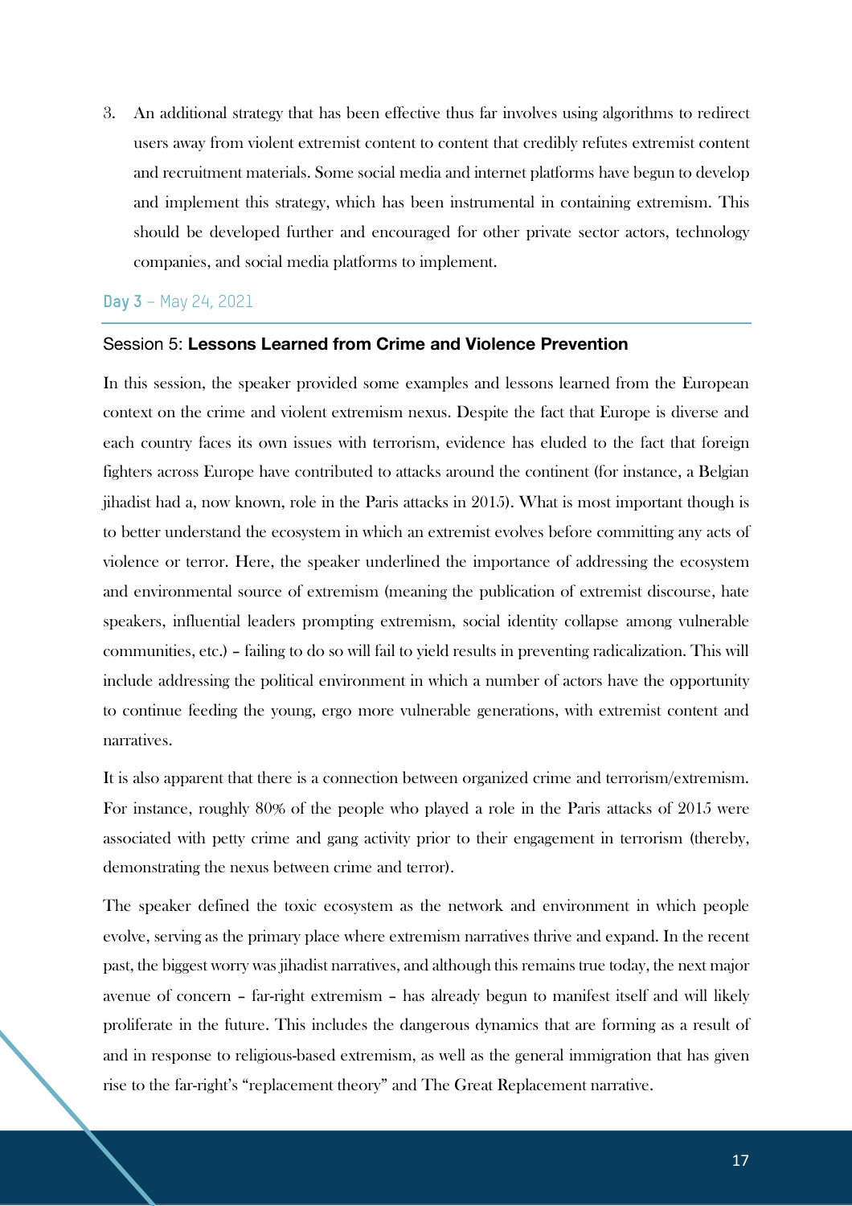3. An additional strategy that has been effective thus far involves using algorithms to redirect users away from violent extremist content to content that credibly refutes extremist content and recruitment materials. Some social media and internet platforms have begun to develop and implement this strategy, which has been instrumental in containing extremism. This should be developed further and encouraged for other private sector actors, technology companies, and social media platforms to implement.

## **Day 3** – May 24, 2021

### Session 5: **Lessons Learned from Crime and Violence Prevention**

In this session, the speaker provided some examples and lessons learned from the European context on the crime and violent extremism nexus. Despite the fact that Europe is diverse and each country faces its own issues with terrorism, evidence has eluded to the fact that foreign fighters across Europe have contributed to attacks around the continent (for instance, a Belgian jihadist had a, now known, role in the Paris attacks in 2015). What is most important though is to better understand the ecosystem in which an extremist evolves before committing any acts of violence or terror. Here, the speaker underlined the importance of addressing the ecosystem and environmental source of extremism (meaning the publication of extremist discourse, hate speakers, influential leaders prompting extremism, social identity collapse among vulnerable communities, etc.) – failing to do so will fail to yield results in preventing radicalization. This will include addressing the political environment in which a number of actors have the opportunity to continue feeding the young, ergo more vulnerable generations, with extremist content and narratives.

It is also apparent that there is a connection between organized crime and terrorism/extremism. For instance, roughly 80% of the people who played a role in the Paris attacks of 2015 were associated with petty crime and gang activity prior to their engagement in terrorism (thereby, demonstrating the nexus between crime and terror).

The speaker defined the toxic ecosystem as the network and environment in which people evolve, serving as the primary place where extremism narratives thrive and expand. In the recent past, the biggest worry was jihadist narratives, and although this remains true today, the next major avenue of concern – far-right extremism – has already begun to manifest itself and will likely proliferate in the future. This includes the dangerous dynamics that are forming as a result of and in response to religious-based extremism, as well as the general immigration that has given rise to the far-right's "replacement theory" and The Great Replacement narrative.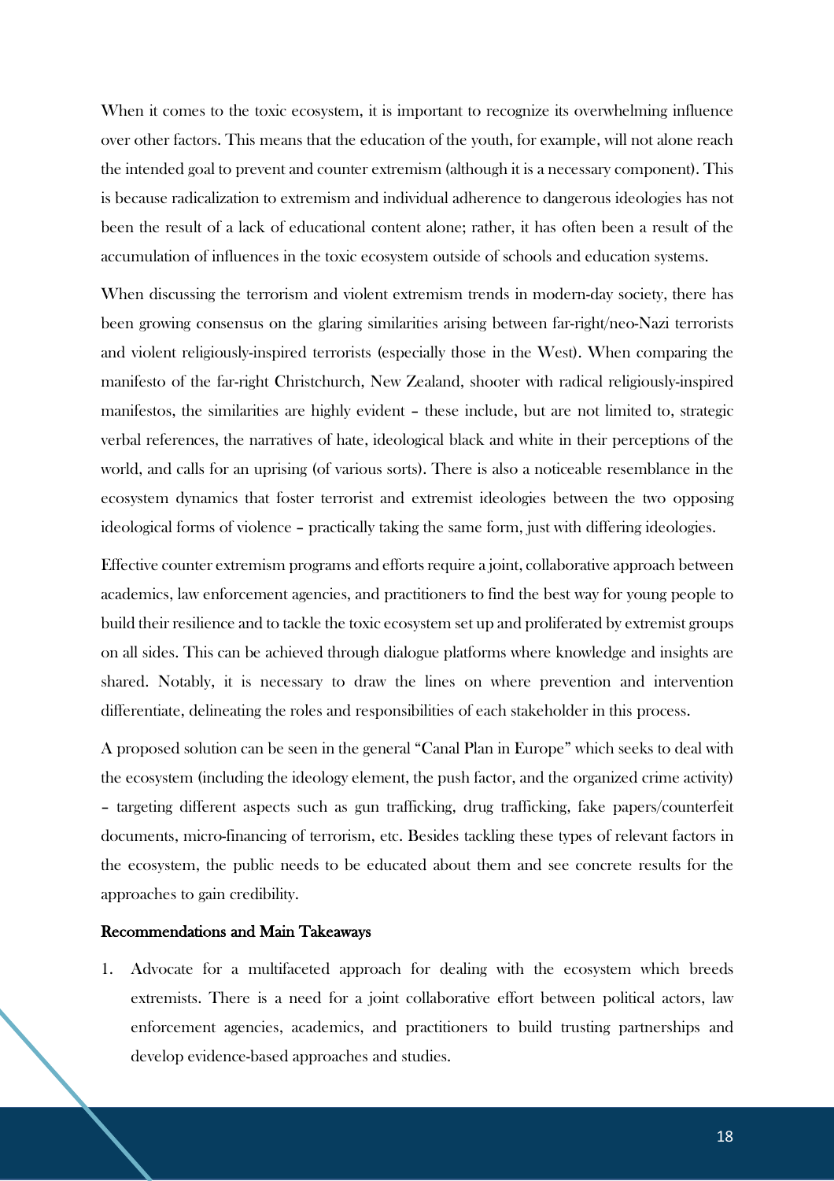When it comes to the toxic ecosystem, it is important to recognize its overwhelming influence over other factors. This means that the education of the youth, for example, will not alone reach the intended goal to prevent and counter extremism (although it is a necessary component). This is because radicalization to extremism and individual adherence to dangerous ideologies has not been the result of a lack of educational content alone; rather, it has often been a result of the accumulation of influences in the toxic ecosystem outside of schools and education systems.

When discussing the terrorism and violent extremism trends in modern-day society, there has been growing consensus on the glaring similarities arising between far-right/neo-Nazi terrorists and violent religiously-inspired terrorists (especially those in the West). When comparing the manifesto of the far-right Christchurch, New Zealand, shooter with radical religiously-inspired manifestos, the similarities are highly evident – these include, but are not limited to, strategic verbal references, the narratives of hate, ideological black and white in their perceptions of the world, and calls for an uprising (of various sorts). There is also a noticeable resemblance in the ecosystem dynamics that foster terrorist and extremist ideologies between the two opposing ideological forms of violence – practically taking the same form, just with differing ideologies.

Effective counter extremism programs and efforts require a joint, collaborative approach between academics, law enforcement agencies, and practitioners to find the best way for young people to build their resilience and to tackle the toxic ecosystem set up and proliferated by extremist groups on all sides. This can be achieved through dialogue platforms where knowledge and insights are shared. Notably, it is necessary to draw the lines on where prevention and intervention differentiate, delineating the roles and responsibilities of each stakeholder in this process.

A proposed solution can be seen in the general "Canal Plan in Europe" which seeks to deal with the ecosystem (including the ideology element, the push factor, and the organized crime activity) – targeting different aspects such as gun trafficking, drug trafficking, fake papers/counterfeit documents, micro-financing of terrorism, etc. Besides tackling these types of relevant factors in the ecosystem, the public needs to be educated about them and see concrete results for the approaches to gain credibility.

**Recommendations and Main Takeaways**

1. Advocate for a multifaceted approach for dealing with the ecosystem which breeds extremists. There is a need for a joint collaborative effort between political actors, law enforcement agencies, academics, and practitioners to build trusting partnerships and develop evidence-based approaches and studies.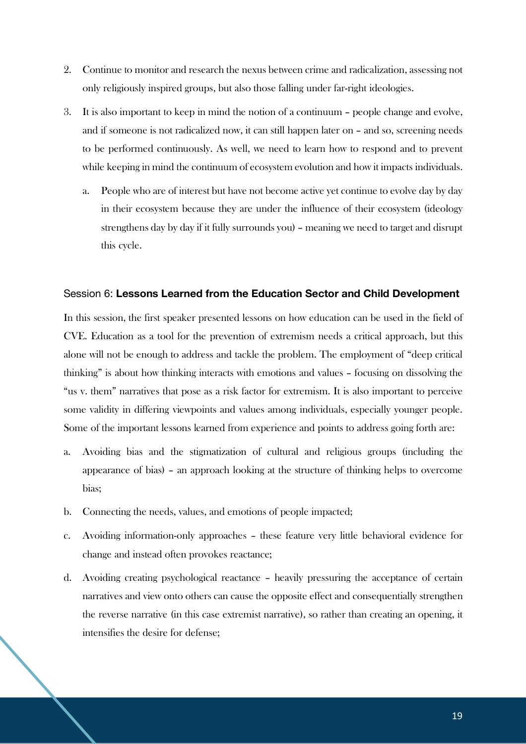2. Continue to monitor and research the nexus between crime and radicalization, assessing not only religiously inspired groups, but also those falling under far-right ideologies.

3. It is also important to keep in mind the notion of a continuum – people change and evolve, and if someone is not radicalized now, it can still happen later on – and so, screening needs to be performed continuously. As well, we need to learn how to respond and to prevent while keeping in mind the continuum of ecosystem evolution and how it impacts individuals.

   a. People who are of interest but have not become active yet continue to evolve day by day in their ecosystem because they are under the influence of their ecosystem (ideology strengthens day by day if it fully surrounds you) – meaning we need to target and disrupt this cycle.

### Session 6: **Lessons Learned from the Education Sector and Child Development**

In this session, the first speaker presented lessons on how education can be used in the field of CVE. Education as a tool for the prevention of extremism needs a critical approach, but this alone will not be enough to address and tackle the problem. The employment of "deep critical thinking" is about how thinking interacts with emotions and values – focusing on dissolving the "us v. them" narratives that pose as a risk factor for extremism. It is also important to perceive some validity in differing viewpoints and values among individuals, especially younger people. Some of the important lessons learned from experience and points to address going forth are:

a. Avoiding bias and the stigmatization of cultural and religious groups (including the appearance of bias) – an approach looking at the structure of thinking helps to overcome bias;

b. Connecting the needs, values, and emotions of people impacted;

c. Avoiding information-only approaches – these feature very little behavioral evidence for change and instead often provokes reactance;

d. Avoiding creating psychological reactance – heavily pressuring the acceptance of certain narratives and view onto others can cause the opposite effect and consequentially strengthen the reverse narrative (in this case extremist narrative), so rather than creating an opening, it intensifies the desire for defense;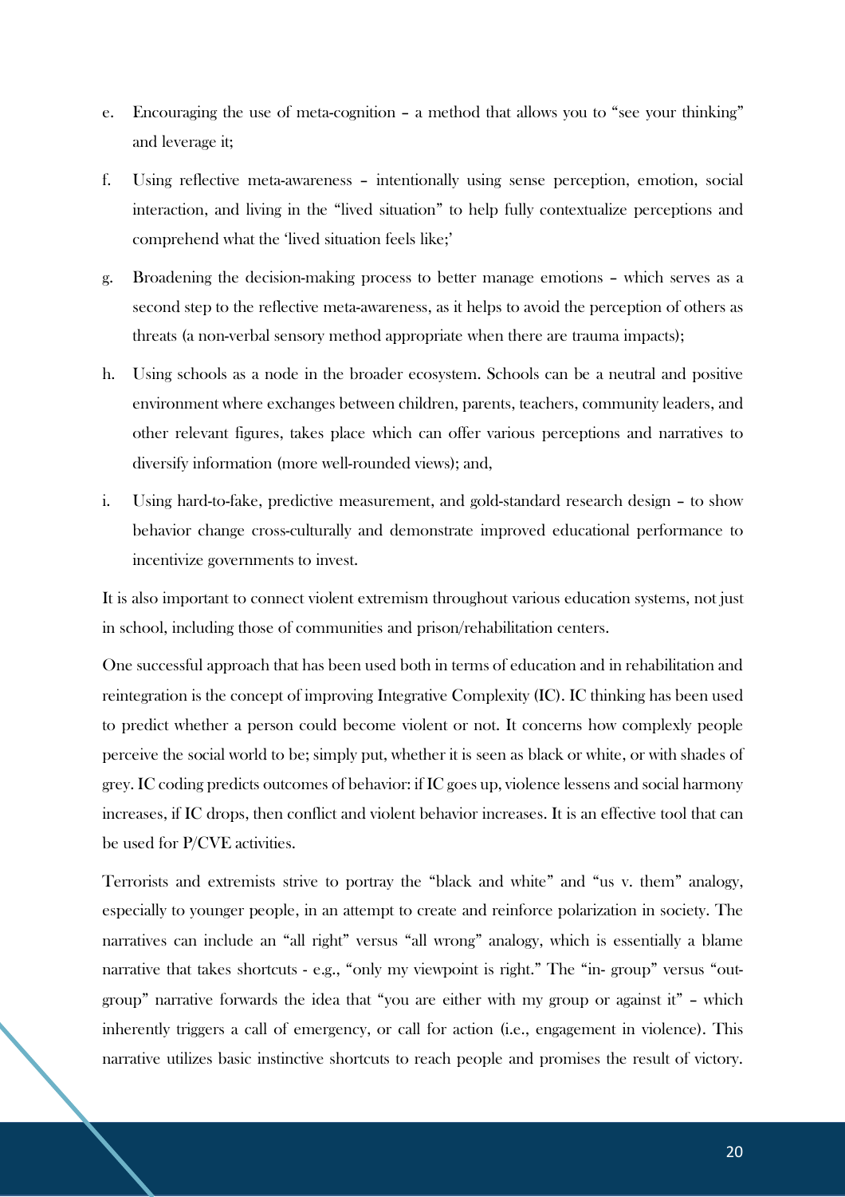e. Encouraging the use of meta-cognition – a method that allows you to "see your thinking" and leverage it;

f. Using reflective meta-awareness – intentionally using sense perception, emotion, social interaction, and living in the "lived situation" to help fully contextualize perceptions and comprehend what the 'lived situation feels like;'

g. Broadening the decision-making process to better manage emotions – which serves as a second step to the reflective meta-awareness, as it helps to avoid the perception of others as threats (a non-verbal sensory method appropriate when there are trauma impacts);

h. Using schools as a node in the broader ecosystem. Schools can be a neutral and positive environment where exchanges between children, parents, teachers, community leaders, and other relevant figures, takes place which can offer various perceptions and narratives to diversify information (more well-rounded views); and,

i. Using hard-to-fake, predictive measurement, and gold-standard research design – to show behavior change cross-culturally and demonstrate improved educational performance to incentivize governments to invest.

It is also important to connect violent extremism throughout various education systems, not just in school, including those of communities and prison/rehabilitation centers.

One successful approach that has been used both in terms of education and in rehabilitation and reintegration is the concept of improving Integrative Complexity (IC). IC thinking has been used to predict whether a person could become violent or not. It concerns how complexly people perceive the social world to be; simply put, whether it is seen as black or white, or with shades of grey. IC coding predicts outcomes of behavior: if IC goes up, violence lessens and social harmony increases, if IC drops, then conflict and violent behavior increases. It is an effective tool that can be used for P/CVE activities.

Terrorists and extremists strive to portray the "black and white" and "us v. them" analogy, especially to younger people, in an attempt to create and reinforce polarization in society. The narratives can include an "all right" versus "all wrong" analogy, which is essentially a blame narrative that takes shortcuts - e.g., "only my viewpoint is right." The "in- group" versus "out-group" narrative forwards the idea that "you are either with my group or against it" – which inherently triggers a call of emergency, or call for action (i.e., engagement in violence). This narrative utilizes basic instinctive shortcuts to reach people and promises the result of victory.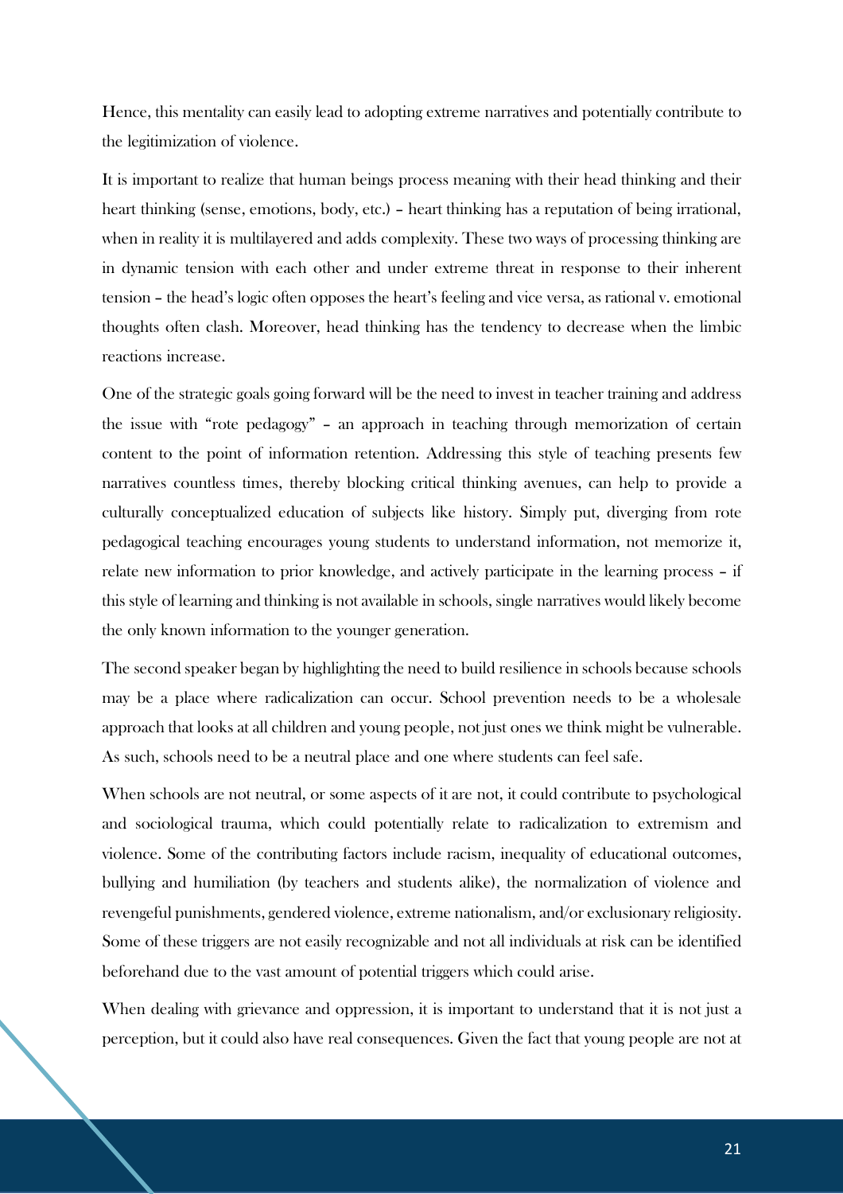Hence, this mentality can easily lead to adopting extreme narratives and potentially contribute to the legitimization of violence.

It is important to realize that human beings process meaning with their head thinking and their heart thinking (sense, emotions, body, etc.) – heart thinking has a reputation of being irrational, when in reality it is multilayered and adds complexity. These two ways of processing thinking are in dynamic tension with each other and under extreme threat in response to their inherent tension – the head's logic often opposes the heart's feeling and vice versa, as rational v. emotional thoughts often clash. Moreover, head thinking has the tendency to decrease when the limbic reactions increase.

One of the strategic goals going forward will be the need to invest in teacher training and address the issue with "rote pedagogy" – an approach in teaching through memorization of certain content to the point of information retention. Addressing this style of teaching presents few narratives countless times, thereby blocking critical thinking avenues, can help to provide a culturally conceptualized education of subjects like history. Simply put, diverging from rote pedagogical teaching encourages young students to understand information, not memorize it, relate new information to prior knowledge, and actively participate in the learning process – if this style of learning and thinking is not available in schools, single narratives would likely become the only known information to the younger generation.

The second speaker began by highlighting the need to build resilience in schools because schools may be a place where radicalization can occur. School prevention needs to be a wholesale approach that looks at all children and young people, not just ones we think might be vulnerable. As such, schools need to be a neutral place and one where students can feel safe.

When schools are not neutral, or some aspects of it are not, it could contribute to psychological and sociological trauma, which could potentially relate to radicalization to extremism and violence. Some of the contributing factors include racism, inequality of educational outcomes, bullying and humiliation (by teachers and students alike), the normalization of violence and revengeful punishments, gendered violence, extreme nationalism, and/or exclusionary religiosity. Some of these triggers are not easily recognizable and not all individuals at risk can be identified beforehand due to the vast amount of potential triggers which could arise.

When dealing with grievance and oppression, it is important to understand that it is not just a perception, but it could also have real consequences. Given the fact that young people are not at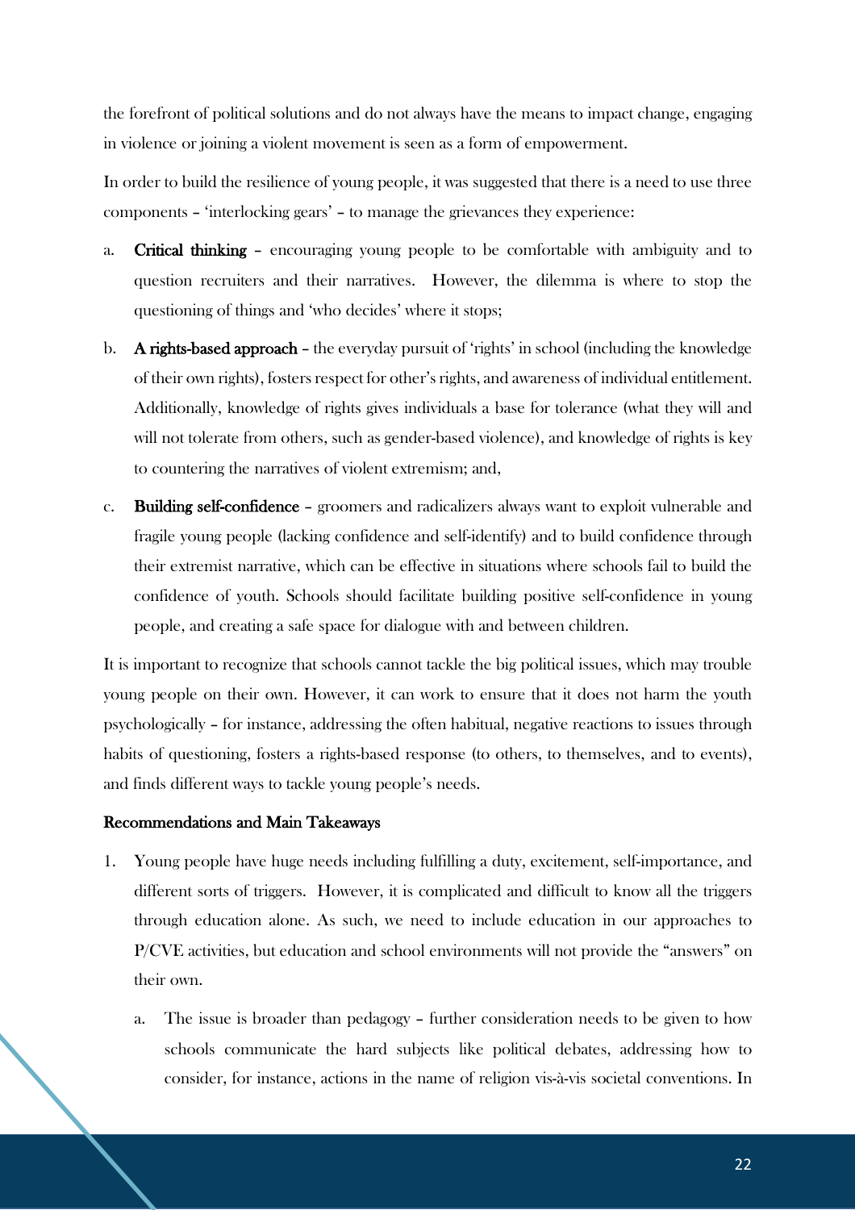the forefront of political solutions and do not always have the means to impact change, engaging in violence or joining a violent movement is seen as a form of empowerment.

In order to build the resilience of young people, it was suggested that there is a need to use three components – 'interlocking gears' – to manage the grievances they experience:

a. **Critical thinking** – encouraging young people to be comfortable with ambiguity and to question recruiters and their narratives. However, the dilemma is where to stop the questioning of things and 'who decides' where it stops;

b. **A rights-based approach** – the everyday pursuit of 'rights' in school (including the knowledge of their own rights), fosters respect for other's rights, and awareness of individual entitlement. Additionally, knowledge of rights gives individuals a base for tolerance (what they will and will not tolerate from others, such as gender-based violence), and knowledge of rights is key to countering the narratives of violent extremism; and,

c. **Building self-confidence** – groomers and radicalizers always want to exploit vulnerable and fragile young people (lacking confidence and self-identify) and to build confidence through their extremist narrative, which can be effective in situations where schools fail to build the confidence of youth. Schools should facilitate building positive self-confidence in young people, and creating a safe space for dialogue with and between children.

It is important to recognize that schools cannot tackle the big political issues, which may trouble young people on their own. However, it can work to ensure that it does not harm the youth psychologically – for instance, addressing the often habitual, negative reactions to issues through habits of questioning, fosters a rights-based response (to others, to themselves, and to events), and finds different ways to tackle young people's needs.

**Recommendations and Main Takeaways**

1. Young people have huge needs including fulfilling a duty, excitement, self-importance, and different sorts of triggers. However, it is complicated and difficult to know all the triggers through education alone. As such, we need to include education in our approaches to P/CVE activities, but education and school environments will not provide the "answers" on their own.

   a. The issue is broader than pedagogy – further consideration needs to be given to how schools communicate the hard subjects like political debates, addressing how to consider, for instance, actions in the name of religion vis-à-vis societal conventions. In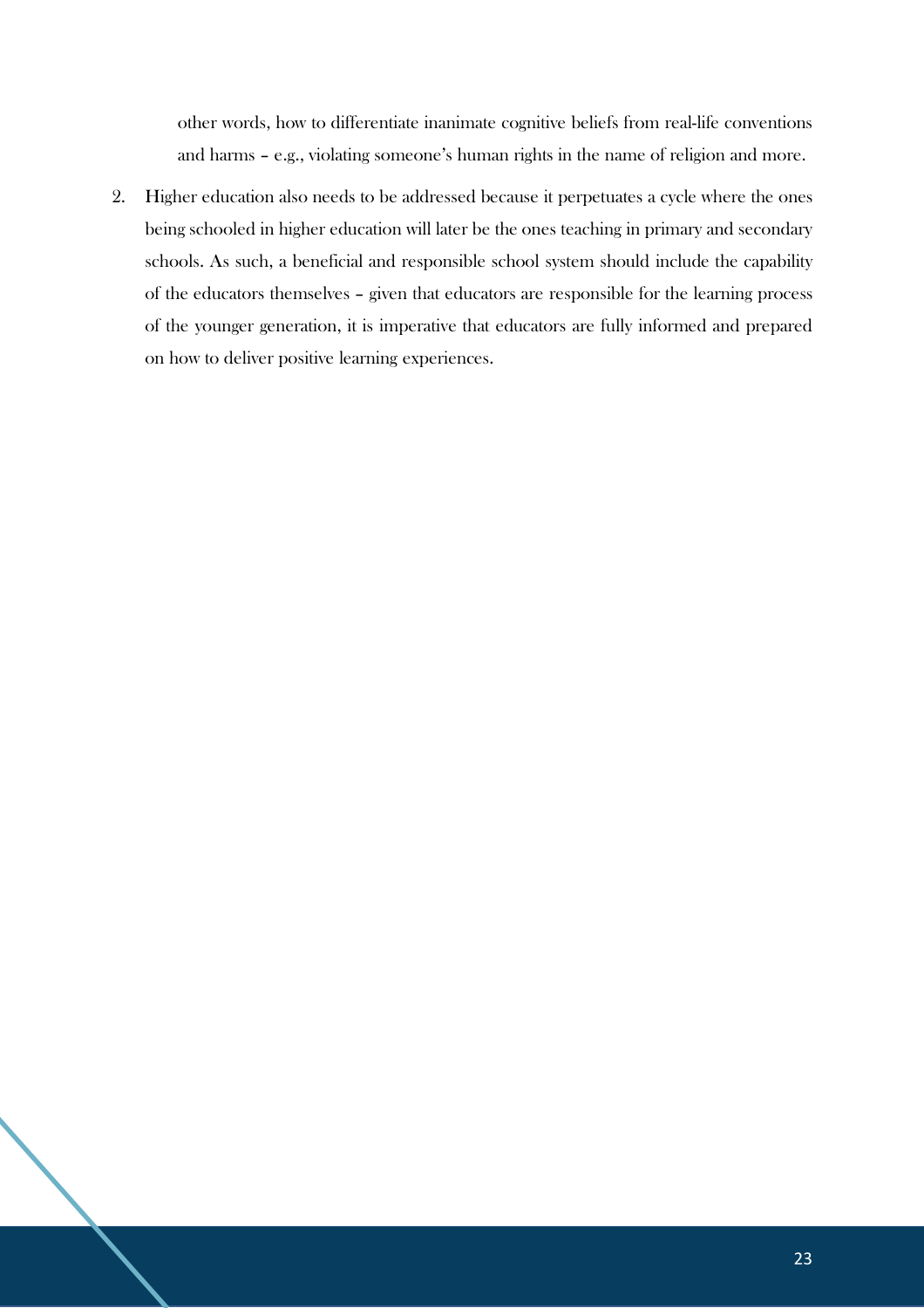other words, how to differentiate inanimate cognitive beliefs from real-life conventions and harms – e.g., violating someone's human rights in the name of religion and more.

2. Higher education also needs to be addressed because it perpetuates a cycle where the ones being schooled in higher education will later be the ones teaching in primary and secondary schools. As such, a beneficial and responsible school system should include the capability of the educators themselves – given that educators are responsible for the learning process of the younger generation, it is imperative that educators are fully informed and prepared on how to deliver positive learning experiences.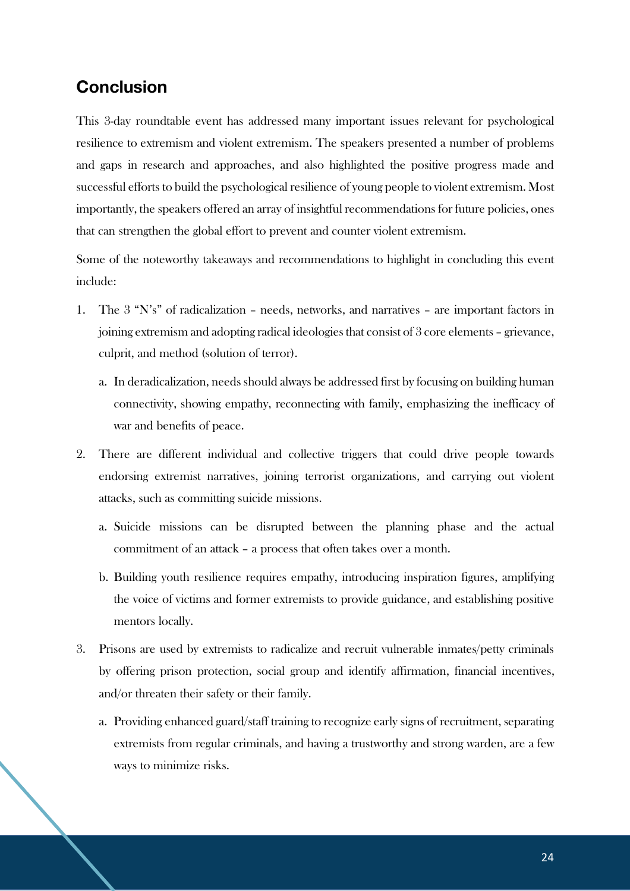## Conclusion

This 3-day roundtable event has addressed many important issues relevant for psychological resilience to extremism and violent extremism. The speakers presented a number of problems and gaps in research and approaches, and also highlighted the positive progress made and successful efforts to build the psychological resilience of young people to violent extremism. Most importantly, the speakers offered an array of insightful recommendations for future policies, ones that can strengthen the global effort to prevent and counter violent extremism.

Some of the noteworthy takeaways and recommendations to highlight in concluding this event include:

1. The 3 "N's" of radicalization – needs, networks, and narratives – are important factors in joining extremism and adopting radical ideologies that consist of 3 core elements – grievance, culprit, and method (solution of terror).
   a. In deradicalization, needs should always be addressed first by focusing on building human connectivity, showing empathy, reconnecting with family, emphasizing the inefficacy of war and benefits of peace.
2. There are different individual and collective triggers that could drive people towards endorsing extremist narratives, joining terrorist organizations, and carrying out violent attacks, such as committing suicide missions.
   a. Suicide missions can be disrupted between the planning phase and the actual commitment of an attack – a process that often takes over a month.
   b. Building youth resilience requires empathy, introducing inspiration figures, amplifying the voice of victims and former extremists to provide guidance, and establishing positive mentors locally.
3. Prisons are used by extremists to radicalize and recruit vulnerable inmates/petty criminals by offering prison protection, social group and identify affirmation, financial incentives, and/or threaten their safety or their family.
   a. Providing enhanced guard/staff training to recognize early signs of recruitment, separating extremists from regular criminals, and having a trustworthy and strong warden, are a few ways to minimize risks.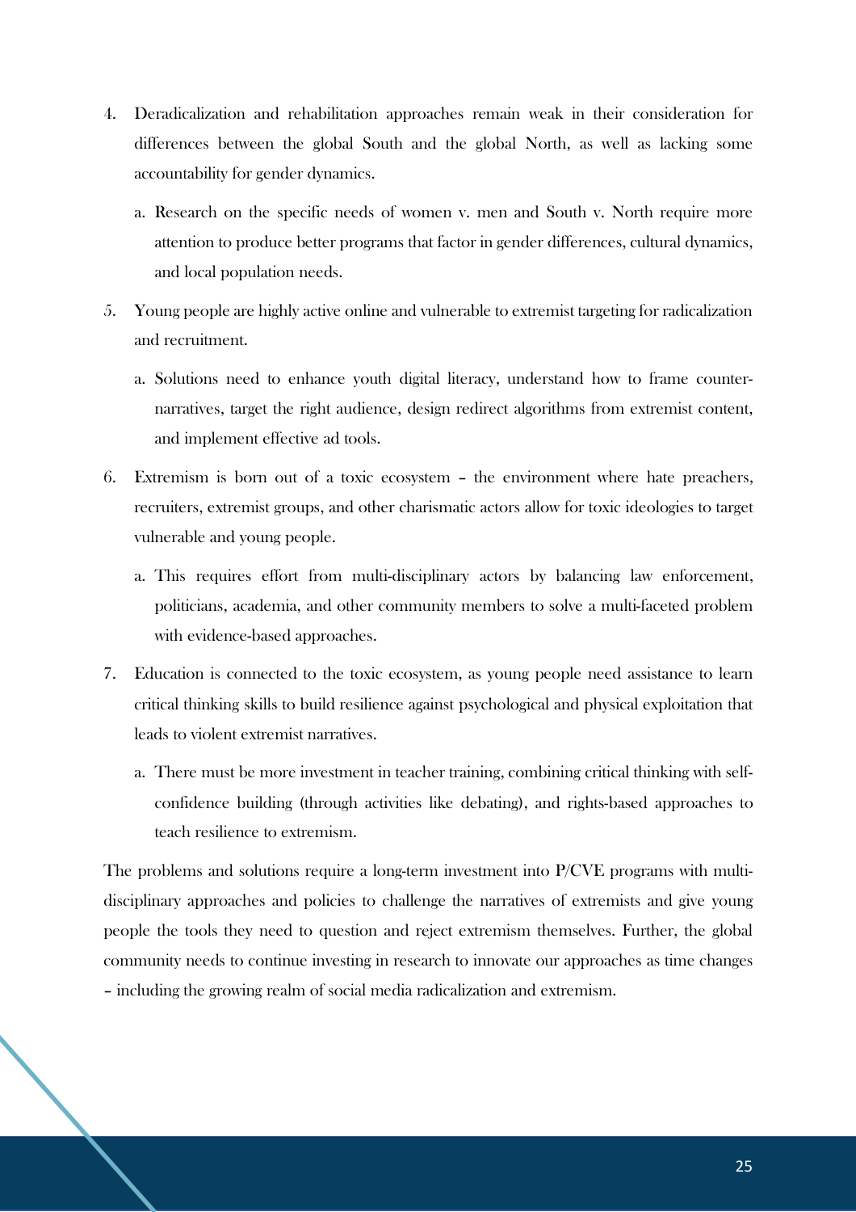4. Deradicalization and rehabilitation approaches remain weak in their consideration for differences between the global South and the global North, as well as lacking some accountability for gender dynamics.
    a. Research on the specific needs of women v. men and South v. North require more attention to produce better programs that factor in gender differences, cultural dynamics, and local population needs.
5. Young people are highly active online and vulnerable to extremist targeting for radicalization and recruitment.
    a. Solutions need to enhance youth digital literacy, understand how to frame counter-narratives, target the right audience, design redirect algorithms from extremist content, and implement effective ad tools.
6. Extremism is born out of a toxic ecosystem – the environment where hate preachers, recruiters, extremist groups, and other charismatic actors allow for toxic ideologies to target vulnerable and young people.
    a. This requires effort from multi-disciplinary actors by balancing law enforcement, politicians, academia, and other community members to solve a multi-faceted problem with evidence-based approaches.
7. Education is connected to the toxic ecosystem, as young people need assistance to learn critical thinking skills to build resilience against psychological and physical exploitation that leads to violent extremist narratives.
    a. There must be more investment in teacher training, combining critical thinking with self-confidence building (through activities like debating), and rights-based approaches to teach resilience to extremism.

The problems and solutions require a long-term investment into P/CVE programs with multi-disciplinary approaches and policies to challenge the narratives of extremists and give young people the tools they need to question and reject extremism themselves. Further, the global community needs to continue investing in research to innovate our approaches as time changes – including the growing realm of social media radicalization and extremism.